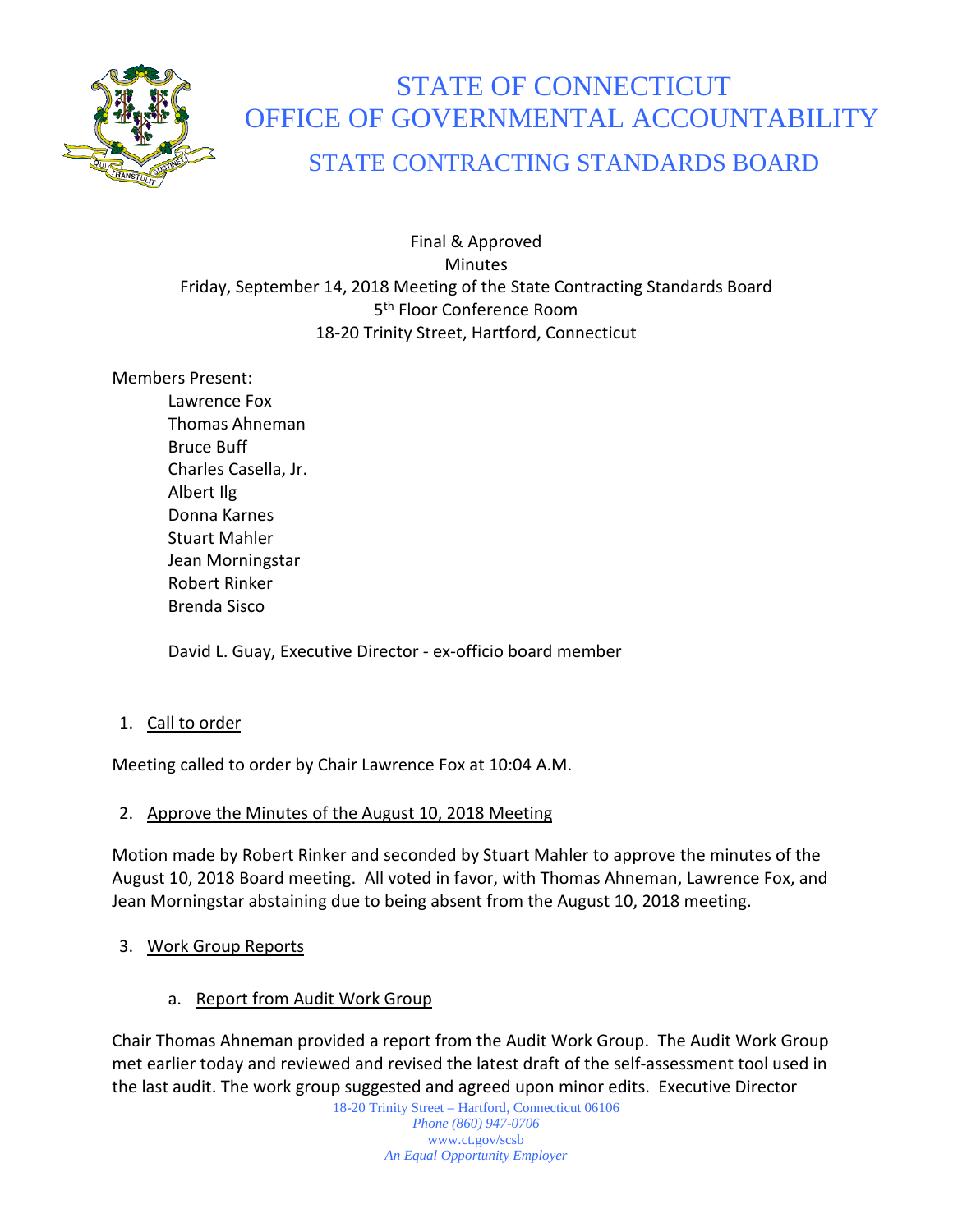# STATE OF CONNECTICUT
# OFFICE OF GOVERNMENTAL ACCOUNTABILITY
## STATE CONTRACTING STANDARDS BOARD

Final & Approved
Minutes
Friday, September 14, 2018 Meeting of the State Contracting Standards Board
5th Floor Conference Room
18-20 Trinity Street, Hartford, Connecticut

Members Present:

- Lawrence Fox
- Thomas Ahneman
- Bruce Buff
- Charles Casella, Jr.
- Albert Ilg
- Donna Karnes
- Stuart Mahler
- Jean Morningstar
- Robert Rinker
- Brenda Sisco

David L. Guay, Executive Director - ex-officio board member

1. Call to order

Meeting called to order by Chair Lawrence Fox at 10:04 A.M.

2. Approve the Minutes of the August 10, 2018 Meeting

Motion made by Robert Rinker and seconded by Stuart Mahler to approve the minutes of the August 10, 2018 Board meeting. All voted in favor, with Thomas Ahneman, Lawrence Fox, and Jean Morningstar abstaining due to being absent from the August 10, 2018 meeting.

3. Work Group Reports

   a. Report from Audit Work Group

Chair Thomas Ahneman provided a report from the Audit Work Group. The Audit Work Group met earlier today and reviewed and revised the latest draft of the self-assessment tool used in the last audit. The work group suggested and agreed upon minor edits. Executive Director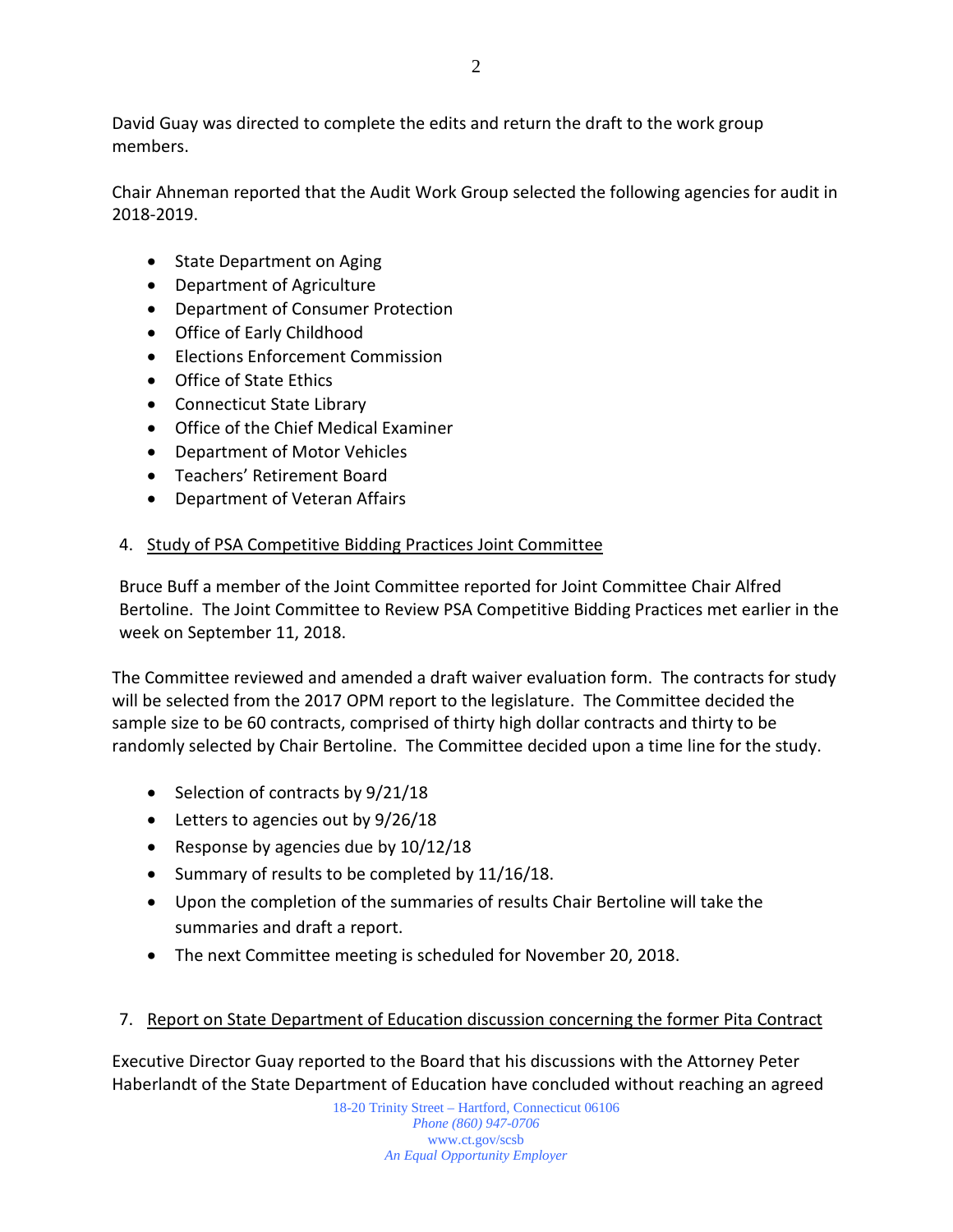David Guay was directed to complete the edits and return the draft to the work group members.

Chair Ahneman reported that the Audit Work Group selected the following agencies for audit in 2018-2019.

- State Department on Aging
- Department of Agriculture
- Department of Consumer Protection
- Office of Early Childhood
- Elections Enforcement Commission
- Office of State Ethics
- Connecticut State Library
- Office of the Chief Medical Examiner
- Department of Motor Vehicles
- Teachers' Retirement Board
- Department of Veteran Affairs

4. Study of PSA Competitive Bidding Practices Joint Committee

Bruce Buff a member of the Joint Committee reported for Joint Committee Chair Alfred Bertoline. The Joint Committee to Review PSA Competitive Bidding Practices met earlier in the week on September 11, 2018.

The Committee reviewed and amended a draft waiver evaluation form. The contracts for study will be selected from the 2017 OPM report to the legislature. The Committee decided the sample size to be 60 contracts, comprised of thirty high dollar contracts and thirty to be randomly selected by Chair Bertoline. The Committee decided upon a time line for the study.

- Selection of contracts by 9/21/18
- Letters to agencies out by 9/26/18
- Response by agencies due by 10/12/18
- Summary of results to be completed by 11/16/18.
- Upon the completion of the summaries of results Chair Bertoline will take the summaries and draft a report.
- The next Committee meeting is scheduled for November 20, 2018.

7. Report on State Department of Education discussion concerning the former Pita Contract

Executive Director Guay reported to the Board that his discussions with the Attorney Peter Haberlandt of the State Department of Education have concluded without reaching an agreed

18-20 Trinity Street – Hartford, Connecticut 06106
*Phone (860) 947-0706*
www.ct.gov/scsb
*An Equal Opportunity Employer*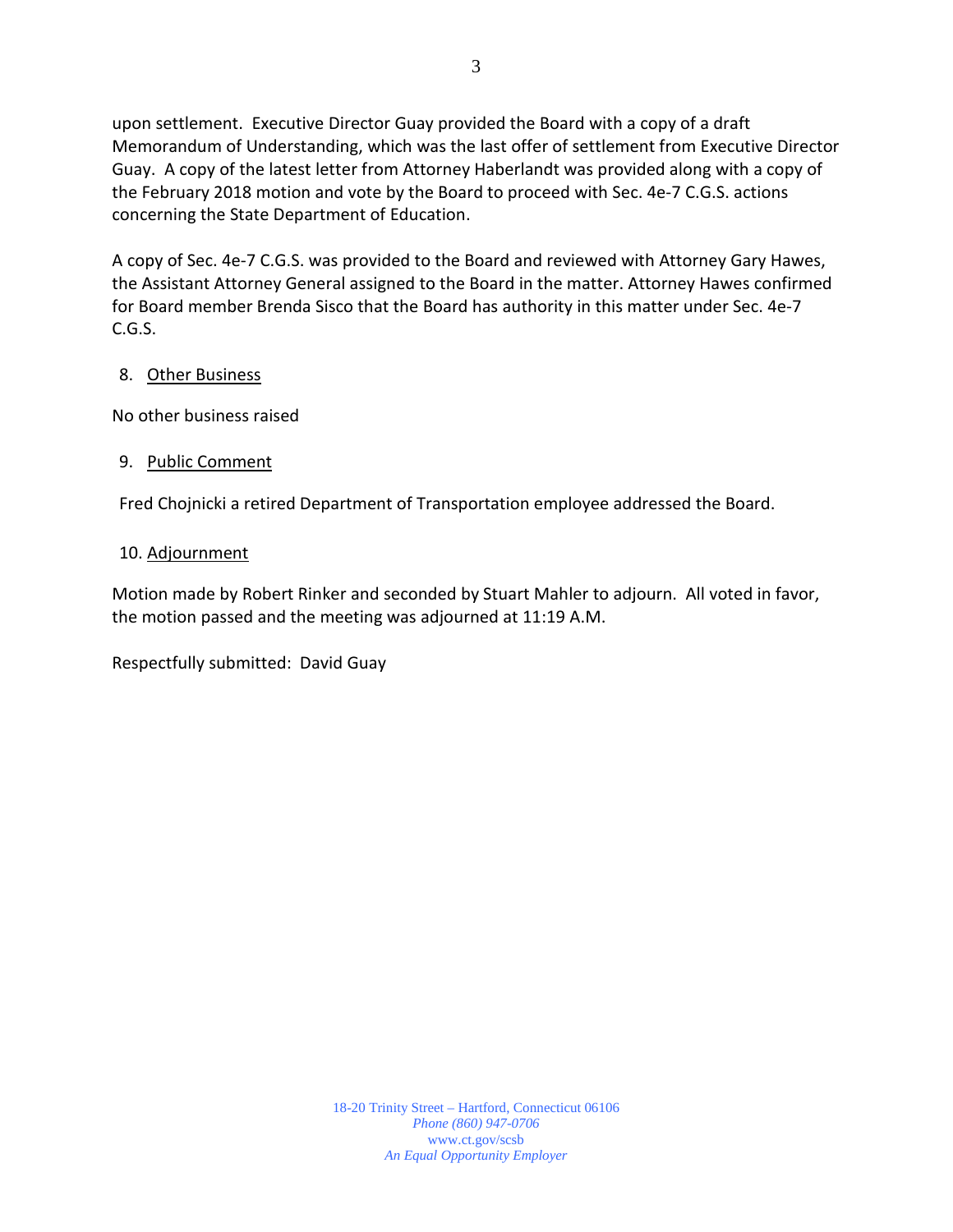upon settlement. Executive Director Guay provided the Board with a copy of a draft Memorandum of Understanding, which was the last offer of settlement from Executive Director Guay. A copy of the latest letter from Attorney Haberlandt was provided along with a copy of the February 2018 motion and vote by the Board to proceed with Sec. 4e-7 C.G.S. actions concerning the State Department of Education.

A copy of Sec. 4e-7 C.G.S. was provided to the Board and reviewed with Attorney Gary Hawes, the Assistant Attorney General assigned to the Board in the matter. Attorney Hawes confirmed for Board member Brenda Sisco that the Board has authority in this matter under Sec. 4e-7 C.G.S.

8. <u>Other Business</u>

No other business raised

9. <u>Public Comment</u>

Fred Chojnicki a retired Department of Transportation employee addressed the Board.

10. <u>Adjournment</u>

Motion made by Robert Rinker and seconded by Stuart Mahler to adjourn. All voted in favor, the motion passed and the meeting was adjourned at 11:19 A.M.

Respectfully submitted: David Guay

18-20 Trinity Street – Hartford, Connecticut 06106
*Phone (860) 947-0706*
www.ct.gov/scsb
*An Equal Opportunity Employer*